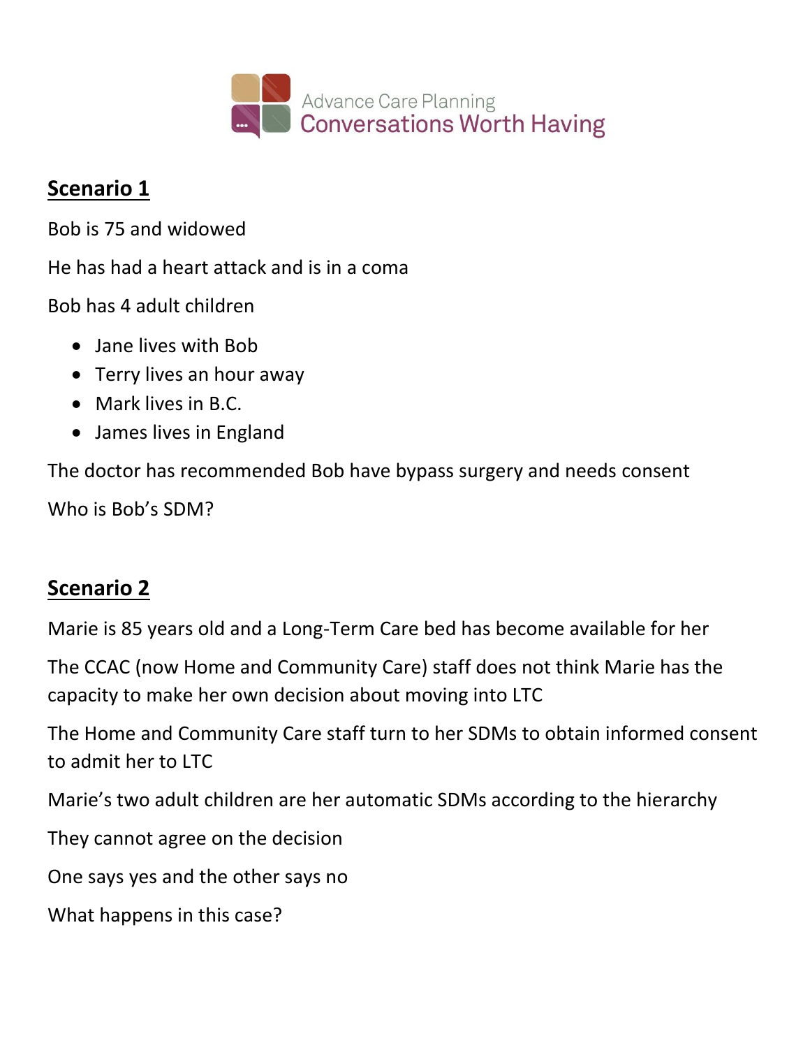Advance Care Planning
Conversations Worth Having

## Scenario 1

Bob is 75 and widowed

He has had a heart attack and is in a coma

Bob has 4 adult children

- Jane lives with Bob
- Terry lives an hour away
- Mark lives in B.C.
- James lives in England

The doctor has recommended Bob have bypass surgery and needs consent

Who is Bob's SDM?

## Scenario 2

Marie is 85 years old and a Long-Term Care bed has become available for her

The CCAC (now Home and Community Care) staff does not think Marie has the capacity to make her own decision about moving into LTC

The Home and Community Care staff turn to her SDMs to obtain informed consent to admit her to LTC

Marie's two adult children are her automatic SDMs according to the hierarchy

They cannot agree on the decision

One says yes and the other says no

What happens in this case?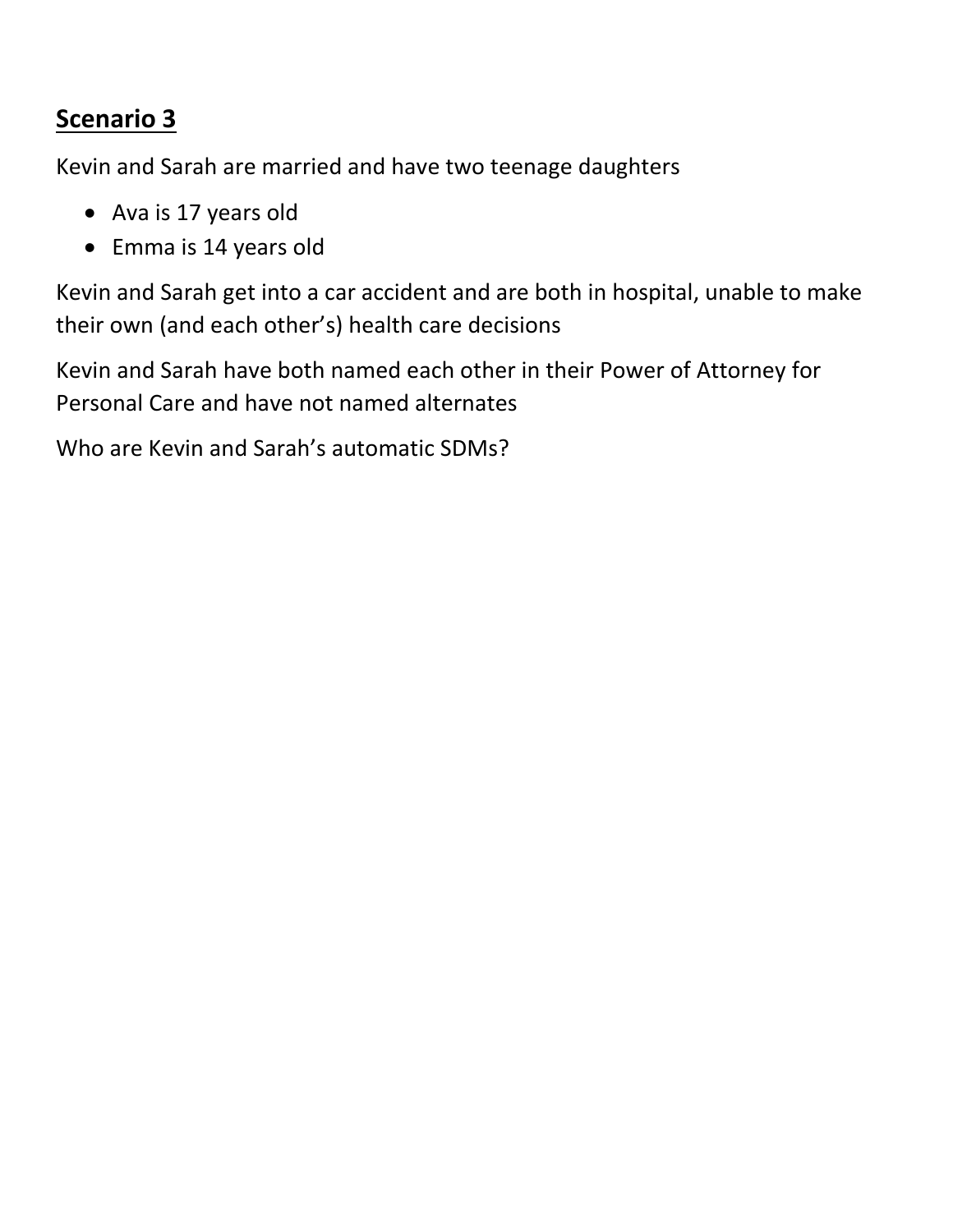## **Scenario 3**

Kevin and Sarah are married and have two teenage daughters

- Ava is 17 years old
- Emma is 14 years old

Kevin and Sarah get into a car accident and are both in hospital, unable to make their own (and each other's) health care decisions

Kevin and Sarah have both named each other in their Power of Attorney for Personal Care and have not named alternates

Who are Kevin and Sarah's automatic SDMs?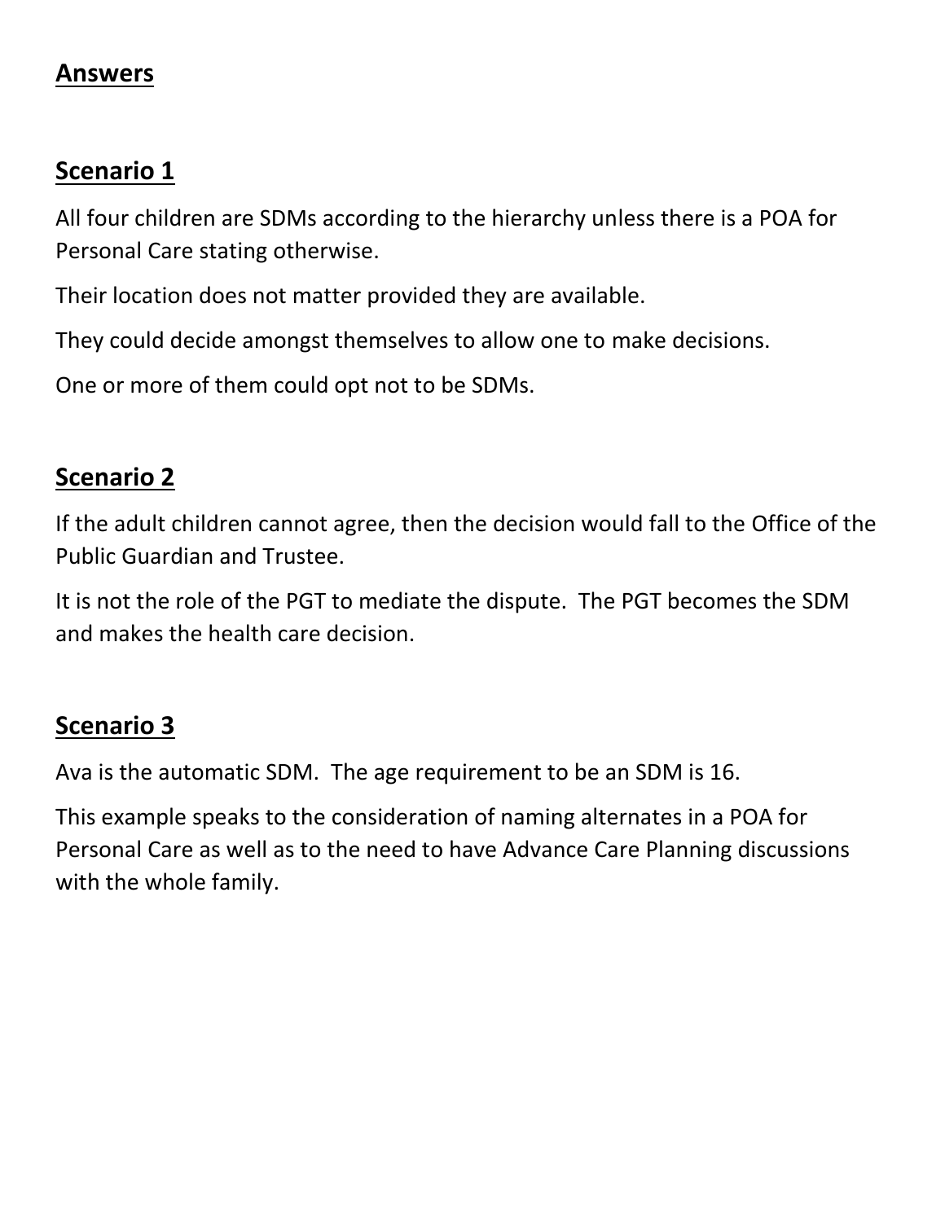## Answers

### Scenario 1

All four children are SDMs according to the hierarchy unless there is a POA for Personal Care stating otherwise.

Their location does not matter provided they are available.

They could decide amongst themselves to allow one to make decisions.

One or more of them could opt not to be SDMs.

### Scenario 2

If the adult children cannot agree, then the decision would fall to the Office of the Public Guardian and Trustee.

It is not the role of the PGT to mediate the dispute. The PGT becomes the SDM and makes the health care decision.

### Scenario 3

Ava is the automatic SDM. The age requirement to be an SDM is 16.

This example speaks to the consideration of naming alternates in a POA for Personal Care as well as to the need to have Advance Care Planning discussions with the whole family.